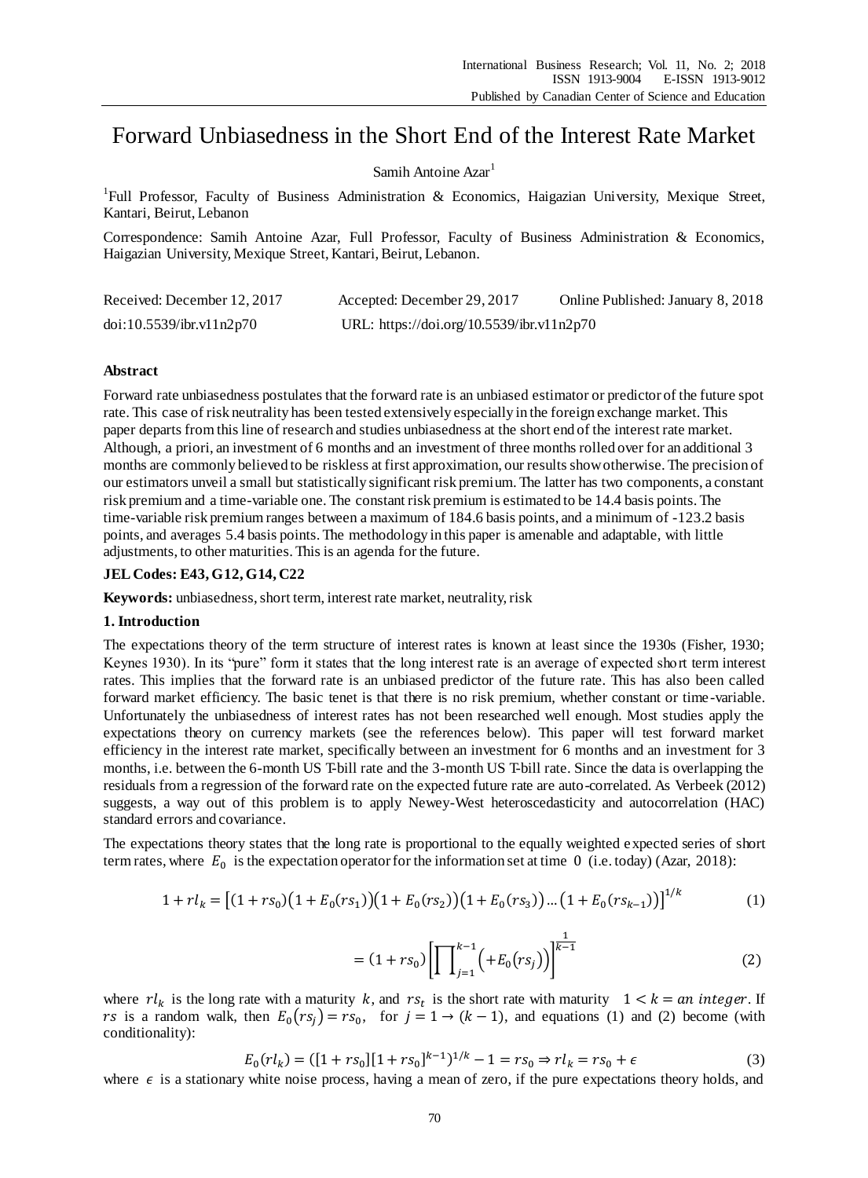# Forward Unbiasedness in the Short End of the Interest Rate Market

Samih Antoine Azar[1]

[1]Full Professor, Faculty of Business Administration & Economics, Haigazian University, Mexique Street, Kantari, Beirut, Lebanon

Correspondence: Samih Antoine Azar, Full Professor, Faculty of Business Administration & Economics, Haigazian University, Mexique Street, Kantari, Beirut, Lebanon.

Received: December 12, 2017 Accepted: December 29, 2017 Online Published: January 8, 2018

doi:10.5539/ibr.v11n2p70 URL: https://doi.org/10.5539/ibr.v11n2p70

### Abstract

Forward rate unbiasedness postulates that the forward rate is an unbiased estimator or predictor of the future spot rate. This case of risk neutrality has been tested extensively especially in the foreign exchange market. This paper departs from this line of research and studies unbiasedness at the short end of the interest rate market. Although, a priori, an investment of 6 months and an investment of three months rolled over for an additional 3 months are commonly believed to be riskless at first approximation, our results show otherwise. The precision of our estimators unveil a small but statistically significant risk premium. The latter has two components, a constant risk premium and a time-variable one. The constant risk premium is estimated to be 14.4 basis points. The time-variable risk premium ranges between a maximum of 184.6 basis points, and a minimum of -123.2 basis points, and averages 5.4 basis points. The methodology in this paper is amenable and adaptable, with little adjustments, to other maturities. This is an agenda for the future.

**JEL Codes: E43, G12, G14, C22**

**Keywords:** unbiasedness, short term, interest rate market, neutrality, risk

## 1. Introduction

The expectations theory of the term structure of interest rates is known at least since the 1930s (Fisher, 1930; Keynes 1930). In its "pure" form it states that the long interest rate is an average of expected short term interest rates. This implies that the forward rate is an unbiased predictor of the future rate. This has also been called forward market efficiency. The basic tenet is that there is no risk premium, whether constant or time-variable. Unfortunately the unbiasedness of interest rates has not been researched well enough. Most studies apply the expectations theory on currency markets (see the references below). This paper will test forward market efficiency in the interest rate market, specifically between an investment for 6 months and an investment for 3 months, i.e. between the 6-month US T-bill rate and the 3-month US T-bill rate. Since the data is overlapping the residuals from a regression of the forward rate on the expected future rate are auto-correlated. As Verbeek (2012) suggests, a way out of this problem is to apply Newey-West heteroscedasticity and autocorrelation (HAC) standard errors and covariance.

The expectations theory states that the long rate is proportional to the equally weighted expected series of short term rates, where $E_0$ is the expectation operator for the information set at time 0 (i.e. today) (Azar, 2018):

$$1 + rl_k = \left[(1 + rs_0)\left(1 + E_0(rs_1)\right)\left(1 + E_0(rs_2)\right)\left(1 + E_0(rs_3)\right) \ldots \left(1 + E_0(rs_{k-1})\right)\right]^{1/k} \tag{1}$$

$$= (1 + rs_0)\left[\prod_{j=1}^{k-1}\left(+E_0(rs_j)\right)\right]^{\frac{1}{k-1}} \tag{2}$$

where $rl_k$ is the long rate with a maturity $k$, and $rs_t$ is the short rate with maturity $1 < k = an\ integer$. If $rs$ is a random walk, then $E_0(rs_j) = rs_0$, for $j = 1 \rightarrow (k-1)$, and equations (1) and (2) become (with conditionality):

$$E_0(rl_k) = ([1 + rs_0][1 + rs_0]^{k-1})^{1/k} - 1 = rs_0 \Rightarrow rl_k = rs_0 + \epsilon \tag{3}$$

where $\epsilon$ is a stationary white noise process, having a mean of zero, if the pure expectations theory holds, and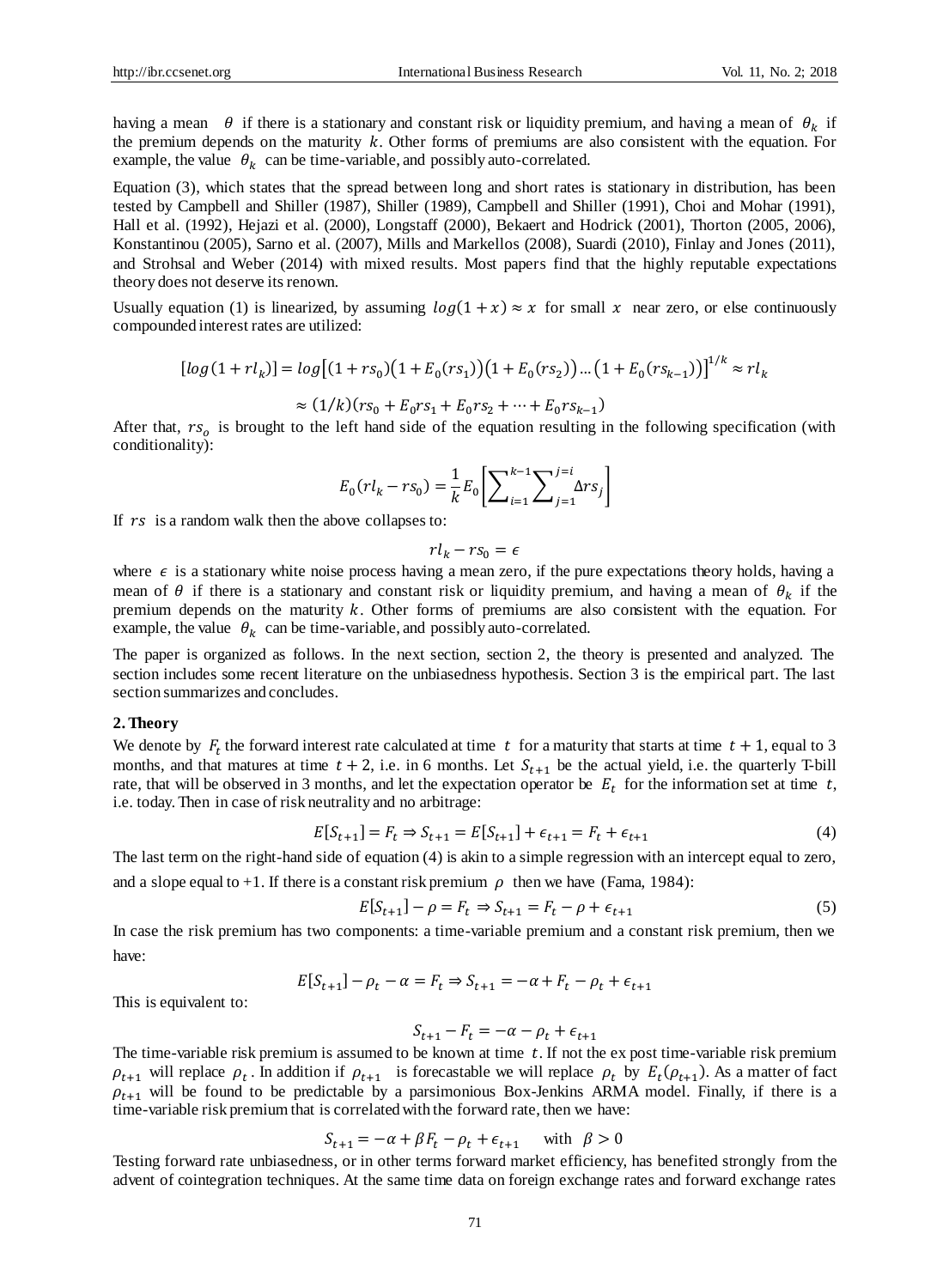having a mean $\theta$ if there is a stationary and constant risk or liquidity premium, and having a mean of $\theta_k$ if the premium depends on the maturity $k$. Other forms of premiums are also consistent with the equation. For example, the value $\theta_k$ can be time-variable, and possibly auto-correlated.

Equation (3), which states that the spread between long and short rates is stationary in distribution, has been tested by Campbell and Shiller (1987), Shiller (1989), Campbell and Shiller (1991), Choi and Mohar (1991), Hall et al. (1992), Hejazi et al. (2000), Longstaff (2000), Bekaert and Hodrick (2001), Thorton (2005, 2006), Konstantinou (2005), Sarno et al. (2007), Mills and Markellos (2008), Suardi (2010), Finlay and Jones (2011), and Strohsal and Weber (2014) with mixed results. Most papers find that the highly reputable expectations theory does not deserve its renown.

Usually equation (1) is linearized, by assuming $log(1+x) \approx x$ for small $x$ near zero, or else continuously compounded interest rates are utilized:

$$[log(1+rl_k)] = log\left[(1+rs_0)\left(1+E_0(rs_1)\right)\left(1+E_0(rs_2)\right)\ldots\left(1+E_0(rs_{k-1})\right)\right]^{1/k} \approx rl_k$$

$$\approx (1/k)(rs_0 + E_0 rs_1 + E_0 rs_2 + \cdots + E_0 rs_{k-1})$$

After that, $rs_o$ is brought to the left hand side of the equation resulting in the following specification (with conditionality):

$$E_0(rl_k - rs_0) = \frac{1}{k} E_0\left[\sum_{i=1}^{k-1}\sum_{j=1}^{j=i} \Delta rs_j\right]$$

If $rs$ is a random walk then the above collapses to:

$$rl_k - rs_0 = \epsilon$$

where $\epsilon$ is a stationary white noise process having a mean zero, if the pure expectations theory holds, having a mean of $\theta$ if there is a stationary and constant risk or liquidity premium, and having a mean of $\theta_k$ if the premium depends on the maturity $k$. Other forms of premiums are also consistent with the equation. For example, the value $\theta_k$ can be time-variable, and possibly auto-correlated.

The paper is organized as follows. In the next section, section 2, the theory is presented and analyzed. The section includes some recent literature on the unbiasedness hypothesis. Section 3 is the empirical part. The last section summarizes and concludes.

## 2. Theory

We denote by $F_t$ the forward interest rate calculated at time $t$ for a maturity that starts at time $t+1$, equal to 3 months, and that matures at time $t+2$, i.e. in 6 months. Let $S_{t+1}$ be the actual yield, i.e. the quarterly T-bill rate, that will be observed in 3 months, and let the expectation operator be $E_t$ for the information set at time $t$, i.e. today. Then in case of risk neutrality and no arbitrage:

$$E[S_{t+1}] = F_t \Rightarrow S_{t+1} = E[S_{t+1}] + \epsilon_{t+1} = F_t + \epsilon_{t+1} \tag{4}$$

The last term on the right-hand side of equation (4) is akin to a simple regression with an intercept equal to zero, and a slope equal to +1. If there is a constant risk premium $\rho$ then we have (Fama, 1984):

$$E[S_{t+1}] - \rho = F_t \Rightarrow S_{t+1} = F_t - \rho + \epsilon_{t+1} \tag{5}$$

In case the risk premium has two components: a time-variable premium and a constant risk premium, then we have:

$$E[S_{t+1}] - \rho_t - \alpha = F_t \Rightarrow S_{t+1} = -\alpha + F_t - \rho_t + \epsilon_{t+1}$$

This is equivalent to:

$$S_{t+1} - F_t = -\alpha - \rho_t + \epsilon_{t+1}$$

The time-variable risk premium is assumed to be known at time $t$. If not the ex post time-variable risk premium $\rho_{t+1}$ will replace $\rho_t$. In addition if $\rho_{t+1}$ is forecastable we will replace $\rho_t$ by $E_t(\rho_{t+1})$. As a matter of fact $\rho_{t+1}$ will be found to be predictable by a parsimonious Box-Jenkins ARMA model. Finally, if there is a time-variable risk premium that is correlated with the forward rate, then we have:

$$S_{t+1} = -\alpha + \beta F_t - \rho_t + \epsilon_{t+1} \quad \text{with} \quad \beta > 0$$

Testing forward rate unbiasedness, or in other terms forward market efficiency, has benefited strongly from the advent of cointegration techniques. At the same time data on foreign exchange rates and forward exchange rates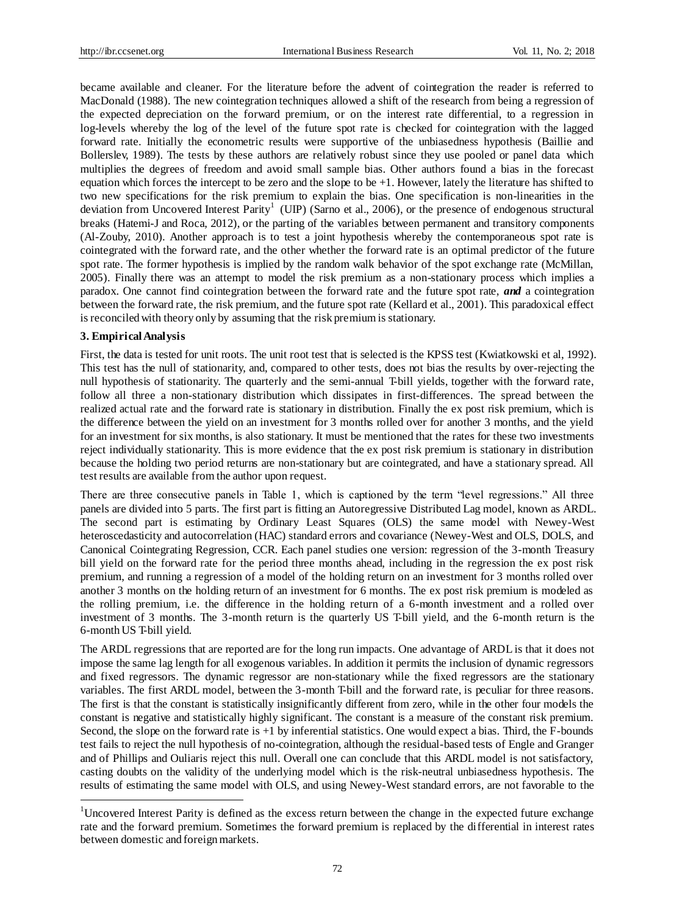became available and cleaner. For the literature before the advent of cointegration the reader is referred to MacDonald (1988). The new cointegration techniques allowed a shift of the research from being a regression of the expected depreciation on the forward premium, or on the interest rate differential, to a regression in log-levels whereby the log of the level of the future spot rate is checked for cointegration with the lagged forward rate. Initially the econometric results were supportive of the unbiasedness hypothesis (Baillie and Bollerslev, 1989). The tests by these authors are relatively robust since they use pooled or panel data which multiplies the degrees of freedom and avoid small sample bias. Other authors found a bias in the forecast equation which forces the intercept to be zero and the slope to be +1. However, lately the literature has shifted to two new specifications for the risk premium to explain the bias. One specification is non-linearities in the deviation from Uncovered Interest Parity[1] (UIP) (Sarno et al., 2006), or the presence of endogenous structural breaks (Hatemi-J and Roca, 2012), or the parting of the variables between permanent and transitory components (Al-Zouby, 2010). Another approach is to test a joint hypothesis whereby the contemporaneous spot rate is cointegrated with the forward rate, and the other whether the forward rate is an optimal predictor of the future spot rate. The former hypothesis is implied by the random walk behavior of the spot exchange rate (McMillan, 2005). Finally there was an attempt to model the risk premium as a non-stationary process which implies a paradox. One cannot find cointegration between the forward rate and the future spot rate, ***and*** a cointegration between the forward rate, the risk premium, and the future spot rate (Kellard et al., 2001). This paradoxical effect is reconciled with theory only by assuming that the risk premium is stationary.

### 3. Empirical Analysis

First, the data is tested for unit roots. The unit root test that is selected is the KPSS test (Kwiatkowski et al, 1992). This test has the null of stationarity, and, compared to other tests, does not bias the results by over-rejecting the null hypothesis of stationarity. The quarterly and the semi-annual T-bill yields, together with the forward rate, follow all three a non-stationary distribution which dissipates in first-differences. The spread between the realized actual rate and the forward rate is stationary in distribution. Finally the ex post risk premium, which is the difference between the yield on an investment for 3 months rolled over for another 3 months, and the yield for an investment for six months, is also stationary. It must be mentioned that the rates for these two investments reject individually stationarity. This is more evidence that the ex post risk premium is stationary in distribution because the holding two period returns are non-stationary but are cointegrated, and have a stationary spread. All test results are available from the author upon request.

There are three consecutive panels in Table 1, which is captioned by the term "level regressions." All three panels are divided into 5 parts. The first part is fitting an Autoregressive Distributed Lag model, known as ARDL. The second part is estimating by Ordinary Least Squares (OLS) the same model with Newey-West heteroscedasticity and autocorrelation (HAC) standard errors and covariance (Newey-West and OLS, DOLS, and Canonical Cointegrating Regression, CCR. Each panel studies one version: regression of the 3-month Treasury bill yield on the forward rate for the period three months ahead, including in the regression the ex post risk premium, and running a regression of a model of the holding return on an investment for 3 months rolled over another 3 months on the holding return of an investment for 6 months. The ex post risk premium is modeled as the rolling premium, i.e. the difference in the holding return of a 6-month investment and a rolled over investment of 3 months. The 3-month return is the quarterly US T-bill yield, and the 6-month return is the 6-month US T-bill yield.

The ARDL regressions that are reported are for the long run impacts. One advantage of ARDL is that it does not impose the same lag length for all exogenous variables. In addition it permits the inclusion of dynamic regressors and fixed regressors. The dynamic regressor are non-stationary while the fixed regressors are the stationary variables. The first ARDL model, between the 3-month T-bill and the forward rate, is peculiar for three reasons. The first is that the constant is statistically insignificantly different from zero, while in the other four models the constant is negative and statistically highly significant. The constant is a measure of the constant risk premium. Second, the slope on the forward rate is +1 by inferential statistics. One would expect a bias. Third, the F-bounds test fails to reject the null hypothesis of no-cointegration, although the residual-based tests of Engle and Granger and of Phillips and Ouliaris reject this null. Overall one can conclude that this ARDL model is not satisfactory, casting doubts on the validity of the underlying model which is the risk-neutral unbiasedness hypothesis. The results of estimating the same model with OLS, and using Newey-West standard errors, are not favorable to the

[1]Uncovered Interest Parity is defined as the excess return between the change in the expected future exchange rate and the forward premium. Sometimes the forward premium is replaced by the differential in interest rates between domestic and foreign markets.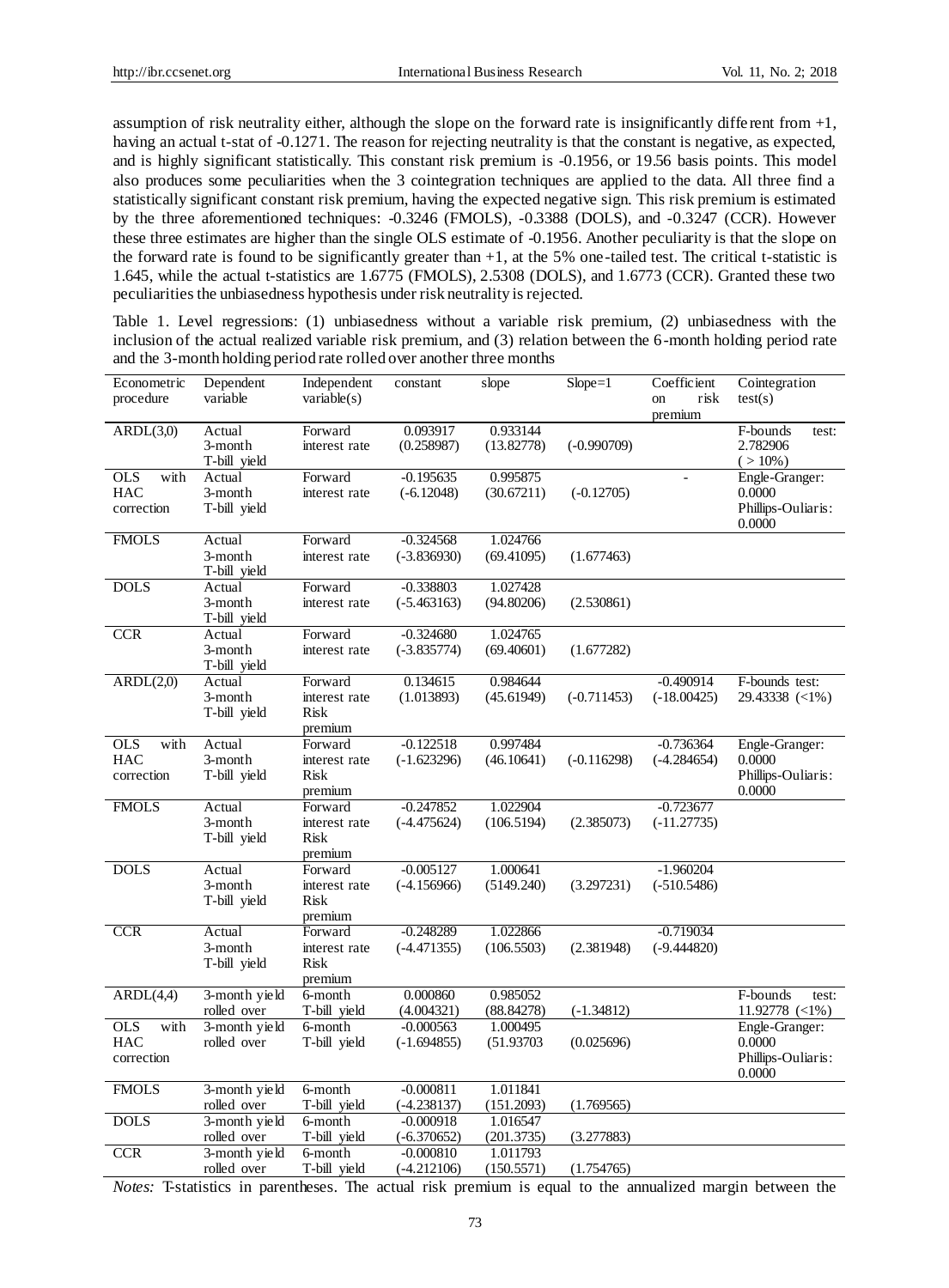assumption of risk neutrality either, although the slope on the forward rate is insignificantly different from +1, having an actual t-stat of -0.1271. The reason for rejecting neutrality is that the constant is negative, as expected, and is highly significant statistically. This constant risk premium is -0.1956, or 19.56 basis points. This model also produces some peculiarities when the 3 cointegration techniques are applied to the data. All three find a statistically significant constant risk premium, having the expected negative sign. This risk premium is estimated by the three aforementioned techniques: -0.3246 (FMOLS), -0.3388 (DOLS), and -0.3247 (CCR). However these three estimates are higher than the single OLS estimate of -0.1956. Another peculiarity is that the slope on the forward rate is found to be significantly greater than +1, at the 5% one-tailed test. The critical t-statistic is 1.645, while the actual t-statistics are 1.6775 (FMOLS), 2.5308 (DOLS), and 1.6773 (CCR). Granted these two peculiarities the unbiasedness hypothesis under risk neutrality is rejected.

Table 1. Level regressions: (1) unbiasedness without a variable risk premium, (2) unbiasedness with the inclusion of the actual realized variable risk premium, and (3) relation between the 6-month holding period rate and the 3-month holding period rate rolled over another three months

| Econometric procedure | Dependent variable | Independent variable(s) | constant | slope | Slope=1 | Coefficient on risk premium | Cointegration test(s) |
|---|---|---|---|---|---|---|---|
| ARDL(3,0) | Actual 3-month T-bill yield | Forward interest rate | 0.093917 (0.258987) | 0.933144 (13.82778) | (-0.990709) | | F-bounds test: 2.782906 ( > 10%) |
| OLS with HAC correction | Actual 3-month T-bill yield | Forward interest rate | -0.195635 (-6.12048) | 0.995875 (30.67211) | (-0.12705) | - | Engle-Granger: 0.0000 Phillips-Ouliaris: 0.0000 |
| FMOLS | Actual 3-month T-bill yield | Forward interest rate | -0.324568 (-3.836930) | 1.024766 (69.41095) | (1.677463) | | |
| DOLS | Actual 3-month T-bill yield | Forward interest rate | -0.338803 (-5.463163) | 1.027428 (94.80206) | (2.530861) | | |
| CCR | Actual 3-month T-bill yield | Forward interest rate | -0.324680 (-3.835774) | 1.024765 (69.40601) | (1.677282) | | |
| ARDL(2,0) | Actual 3-month T-bill yield | Forward interest rate Risk premium | 0.134615 (1.013893) | 0.984644 (45.61949) | (-0.711453) | -0.490914 (-18.00425) | F-bounds test: 29.43338 (<1%) |
| OLS with HAC correction | Actual 3-month T-bill yield | Forward interest rate Risk premium | -0.122518 (-1.623296) | 0.997484 (46.10641) | (-0.116298) | -0.736364 (-4.284654) | Engle-Granger: 0.0000 Phillips-Ouliaris: 0.0000 |
| FMOLS | Actual 3-month T-bill yield | Forward interest rate Risk premium | -0.247852 (-4.475624) | 1.022904 (106.5194) | (2.385073) | -0.723677 (-11.27735) | |
| DOLS | Actual 3-month T-bill yield | Forward interest rate Risk premium | -0.005127 (-4.156966) | 1.000641 (5149.240) | (3.297231) | -1.960204 (-510.5486) | |
| CCR | Actual 3-month T-bill yield | Forward interest rate Risk premium | -0.248289 (-4.471355) | 1.022866 (106.5503) | (2.381948) | -0.719034 (-9.444820) | |
| ARDL(4,4) | 3-month yield rolled over | 6-month T-bill yield | 0.000860 (4.004321) | 0.985052 (88.84278) | (-1.34812) | | F-bounds test: 11.92778 (<1%) |
| OLS with HAC correction | 3-month yield rolled over | 6-month T-bill yield | -0.000563 (-1.694855) | 1.000495 (51.93703 | (0.025696) | | Engle-Granger: 0.0000 Phillips-Ouliaris: 0.0000 |
| FMOLS | 3-month yield rolled over | 6-month T-bill yield | -0.000811 (-4.238137) | 1.011841 (151.2093) | (1.769565) | | |
| DOLS | 3-month yield rolled over | 6-month T-bill yield | -0.000918 (-6.370652) | 1.016547 (201.3735) | (3.277883) | | |
| CCR | 3-month yield rolled over | 6-month T-bill yield | -0.000810 (-4.212106) | 1.011793 (150.5571) | (1.754765) | | |

*Notes:* T-statistics in parentheses. The actual risk premium is equal to the annualized margin between the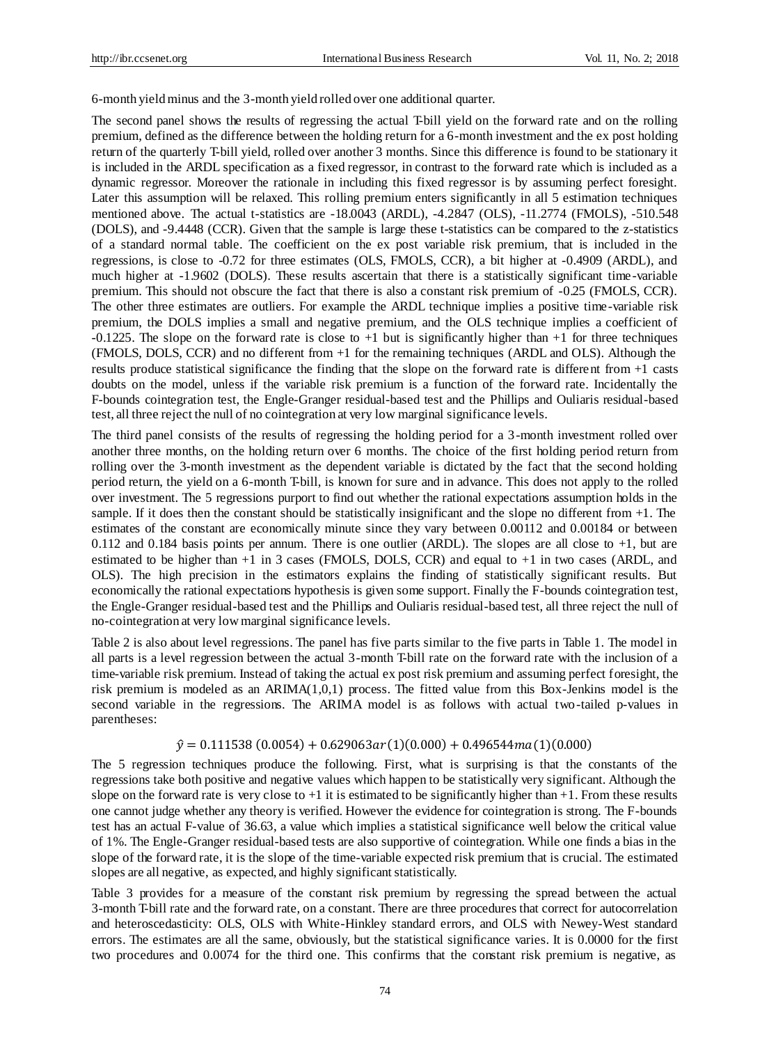6-month yield minus and the 3-month yield rolled over one additional quarter.

The second panel shows the results of regressing the actual T-bill yield on the forward rate and on the rolling premium, defined as the difference between the holding return for a 6-month investment and the ex post holding return of the quarterly T-bill yield, rolled over another 3 months. Since this difference is found to be stationary it is included in the ARDL specification as a fixed regressor, in contrast to the forward rate which is included as a dynamic regressor. Moreover the rationale in including this fixed regressor is by assuming perfect foresight. Later this assumption will be relaxed. This rolling premium enters significantly in all 5 estimation techniques mentioned above. The actual t-statistics are -18.0043 (ARDL), -4.2847 (OLS), -11.2774 (FMOLS), -510.548 (DOLS), and -9.4448 (CCR). Given that the sample is large these t-statistics can be compared to the z-statistics of a standard normal table. The coefficient on the ex post variable risk premium, that is included in the regressions, is close to -0.72 for three estimates (OLS, FMOLS, CCR), a bit higher at -0.4909 (ARDL), and much higher at -1.9602 (DOLS). These results ascertain that there is a statistically significant time-variable premium. This should not obscure the fact that there is also a constant risk premium of -0.25 (FMOLS, CCR). The other three estimates are outliers. For example the ARDL technique implies a positive time-variable risk premium, the DOLS implies a small and negative premium, and the OLS technique implies a coefficient of -0.1225. The slope on the forward rate is close to +1 but is significantly higher than +1 for three techniques (FMOLS, DOLS, CCR) and no different from +1 for the remaining techniques (ARDL and OLS). Although the results produce statistical significance the finding that the slope on the forward rate is different from +1 casts doubts on the model, unless if the variable risk premium is a function of the forward rate. Incidentally the F-bounds cointegration test, the Engle-Granger residual-based test and the Phillips and Ouliaris residual-based test, all three reject the null of no cointegration at very low marginal significance levels.

The third panel consists of the results of regressing the holding period for a 3-month investment rolled over another three months, on the holding return over 6 months. The choice of the first holding period return from rolling over the 3-month investment as the dependent variable is dictated by the fact that the second holding period return, the yield on a 6-month T-bill, is known for sure and in advance. This does not apply to the rolled over investment. The 5 regressions purport to find out whether the rational expectations assumption holds in the sample. If it does then the constant should be statistically insignificant and the slope no different from +1. The estimates of the constant are economically minute since they vary between 0.00112 and 0.00184 or between 0.112 and 0.184 basis points per annum. There is one outlier (ARDL). The slopes are all close to +1, but are estimated to be higher than +1 in 3 cases (FMOLS, DOLS, CCR) and equal to +1 in two cases (ARDL, and OLS). The high precision in the estimators explains the finding of statistically significant results. But economically the rational expectations hypothesis is given some support. Finally the F-bounds cointegration test, the Engle-Granger residual-based test and the Phillips and Ouliaris residual-based test, all three reject the null of no-cointegration at very low marginal significance levels.

Table 2 is also about level regressions. The panel has five parts similar to the five parts in Table 1. The model in all parts is a level regression between the actual 3-month T-bill rate on the forward rate with the inclusion of a time-variable risk premium. Instead of taking the actual ex post risk premium and assuming perfect foresight, the risk premium is modeled as an ARIMA(1,0,1) process. The fitted value from this Box-Jenkins model is the second variable in the regressions. The ARIMA model is as follows with actual two-tailed p-values in parentheses:

$$\hat{y} = 0.111538\ (0.0054) + 0.629063ar(1)(0.000) + 0.496544ma(1)(0.000)$$

The 5 regression techniques produce the following. First, what is surprising is that the constants of the regressions take both positive and negative values which happen to be statistically very significant. Although the slope on the forward rate is very close to +1 it is estimated to be significantly higher than +1. From these results one cannot judge whether any theory is verified. However the evidence for cointegration is strong. The F-bounds test has an actual F-value of 36.63, a value which implies a statistical significance well below the critical value of 1%. The Engle-Granger residual-based tests are also supportive of cointegration. While one finds a bias in the slope of the forward rate, it is the slope of the time-variable expected risk premium that is crucial. The estimated slopes are all negative, as expected, and highly significant statistically.

Table 3 provides for a measure of the constant risk premium by regressing the spread between the actual 3-month T-bill rate and the forward rate, on a constant. There are three procedures that correct for autocorrelation and heteroscedasticity: OLS, OLS with White-Hinkley standard errors, and OLS with Newey-West standard errors. The estimates are all the same, obviously, but the statistical significance varies. It is 0.0000 for the first two procedures and 0.0074 for the third one. This confirms that the constant risk premium is negative, as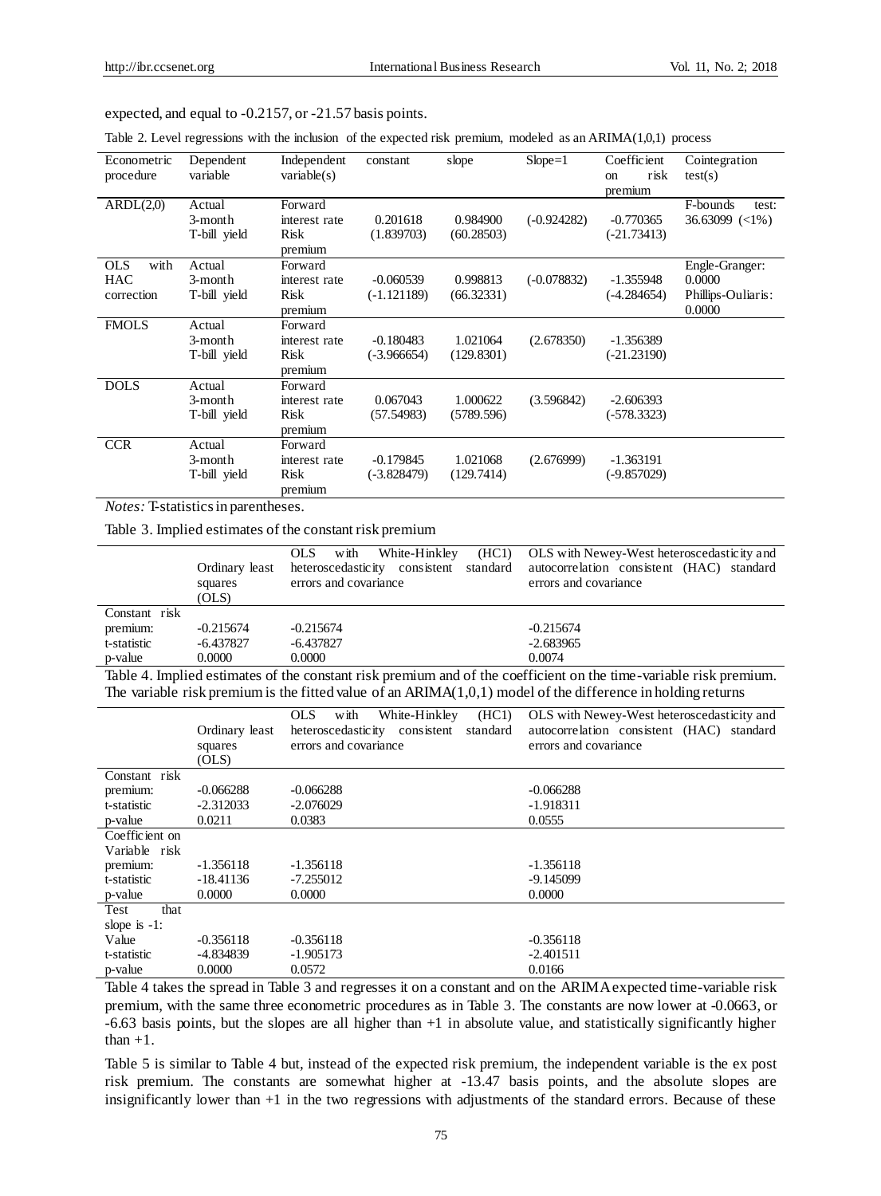expected, and equal to -0.2157, or -21.57 basis points.

Table 2. Level regressions with the inclusion of the expected risk premium, modeled as an ARIMA(1,0,1) process

| Econometric procedure | Dependent variable | Independent variable(s) | constant | slope | Slope=1 | Coefficient on risk premium | Cointegration test(s) |
|---|---|---|---|---|---|---|---|
| ARDL(2,0) | Actual 3-month T-bill yield | Forward interest rate Risk premium | 0.201618 (1.839703) | 0.984900 (60.28503) | (-0.924282) | -0.770365 (-21.73413) | F-bounds test: 36.63099 (<1%) |
| OLS with HAC correction | Actual 3-month T-bill yield | Forward interest rate Risk premium | -0.060539 (-1.121189) | 0.998813 (66.32331) | (-0.078832) | -1.355948 (-4.284654) | Engle-Granger: 0.0000 Phillips-Ouliaris: 0.0000 |
| FMOLS | Actual 3-month T-bill yield | Forward interest rate Risk premium | -0.180483 (-3.966654) | 1.021064 (129.8301) | (2.678350) | -1.356389 (-21.23190) | |
| DOLS | Actual 3-month T-bill yield | Forward interest rate Risk premium | 0.067043 (57.54983) | 1.000622 (5789.596) | (3.596842) | -2.606393 (-578.3323) | |
| CCR | Actual 3-month T-bill yield | Forward interest rate Risk premium | -0.179845 (-3.828479) | 1.021068 (129.7414) | (2.676999) | -1.363191 (-9.857029) | |

*Notes:* T-statistics in parentheses.

Table 3. Implied estimates of the constant risk premium

| | Ordinary least squares (OLS) | OLS with White-Hinkley (HC1) heteroscedasticity consistent standard errors and covariance | OLS with Newey-West heteroscedasticity and autocorrelation consistent (HAC) standard errors and covariance |
|---|---|---|---|
| Constant risk premium: | -0.215674 | -0.215674 | -0.215674 |
| t-statistic | -6.437827 | -6.437827 | -2.683965 |
| p-value | 0.0000 | 0.0000 | 0.0074 |

Table 4. Implied estimates of the constant risk premium and of the coefficient on the time-variable risk premium. The variable risk premium is the fitted value of an ARIMA(1,0,1) model of the difference in holding returns

| | Ordinary least squares (OLS) | OLS with White-Hinkley (HC1) heteroscedasticity consistent standard errors and covariance | OLS with Newey-West heteroscedasticity and autocorrelation consistent (HAC) standard errors and covariance |
|---|---|---|---|
| Constant risk premium: | -0.066288 | -0.066288 | -0.066288 |
| t-statistic | -2.312033 | -2.076029 | -1.918311 |
| p-value | 0.0211 | 0.0383 | 0.0555 |
| Coefficient on Variable risk premium: | -1.356118 | -1.356118 | -1.356118 |
| t-statistic | -18.41136 | -7.255012 | -9.145099 |
| p-value | 0.0000 | 0.0000 | 0.0000 |
| Test that slope is -1: Value | -0.356118 | -0.356118 | -0.356118 |
| t-statistic | -4.834839 | -1.905173 | -2.401511 |
| p-value | 0.0000 | 0.0572 | 0.0166 |

Table 4 takes the spread in Table 3 and regresses it on a constant and on the ARIMA expected time-variable risk premium, with the same three econometric procedures as in Table 3. The constants are now lower at -0.0663, or -6.63 basis points, but the slopes are all higher than +1 in absolute value, and statistically significantly higher than +1.

Table 5 is similar to Table 4 but, instead of the expected risk premium, the independent variable is the ex post risk premium. The constants are somewhat higher at -13.47 basis points, and the absolute slopes are insignificantly lower than +1 in the two regressions with adjustments of the standard errors. Because of these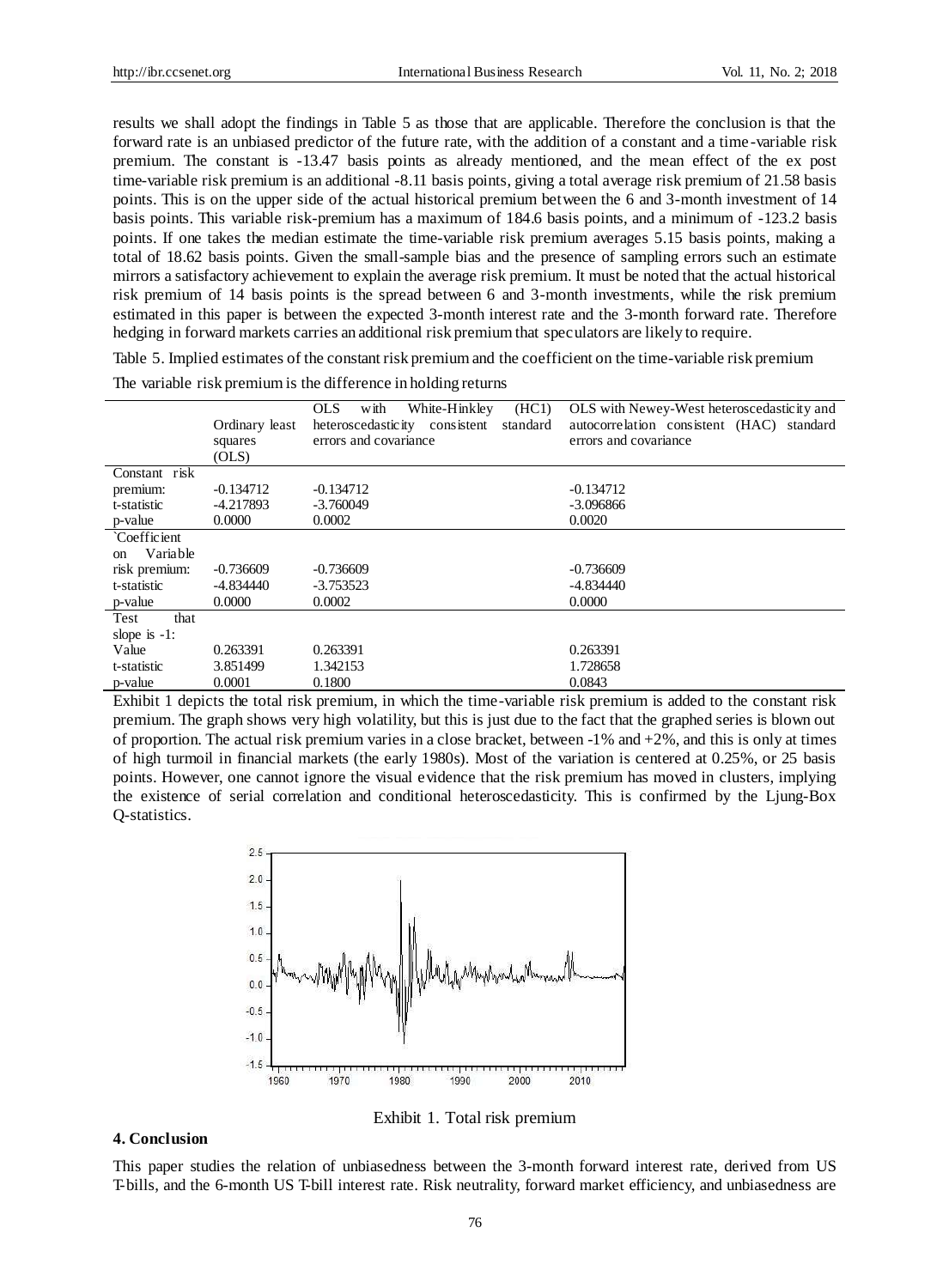results we shall adopt the findings in Table 5 as those that are applicable. Therefore the conclusion is that the forward rate is an unbiased predictor of the future rate, with the addition of a constant and a time-variable risk premium. The constant is -13.47 basis points as already mentioned, and the mean effect of the ex post time-variable risk premium is an additional -8.11 basis points, giving a total average risk premium of 21.58 basis points. This is on the upper side of the actual historical premium between the 6 and 3-month investment of 14 basis points. This variable risk-premium has a maximum of 184.6 basis points, and a minimum of -123.2 basis points. If one takes the median estimate the time-variable risk premium averages 5.15 basis points, making a total of 18.62 basis points. Given the small-sample bias and the presence of sampling errors such an estimate mirrors a satisfactory achievement to explain the average risk premium. It must be noted that the actual historical risk premium of 14 basis points is the spread between 6 and 3-month investments, while the risk premium estimated in this paper is between the expected 3-month interest rate and the 3-month forward rate. Therefore hedging in forward markets carries an additional risk premium that speculators are likely to require.

Table 5. Implied estimates of the constant risk premium and the coefficient on the time-variable risk premium

The variable risk premium is the difference in holding returns

| | Ordinary least squares (OLS) | OLS with White-Hinkley (HC1) heteroscedasticity consistent standard errors and covariance | OLS with Newey-West heteroscedasticity and autocorrelation consistent (HAC) standard errors and covariance |
|---|---|---|---|
| Constant risk premium: | -0.134712 | -0.134712 | -0.134712 |
| t-statistic | -4.217893 | -3.760049 | -3.096866 |
| p-value | 0.0000 | 0.0002 | 0.0020 |
| `Coefficient on Variable risk premium: | -0.736609 | -0.736609 | -0.736609 |
| t-statistic | -4.834440 | -3.753523 | -4.834440 |
| p-value | 0.0000 | 0.0002 | 0.0000 |
| Test that slope is -1: | | | |
| Value | 0.263391 | 0.263391 | 0.263391 |
| t-statistic | 3.851499 | 1.342153 | 1.728658 |
| p-value | 0.0001 | 0.1800 | 0.0843 |

Exhibit 1 depicts the total risk premium, in which the time-variable risk premium is added to the constant risk premium. The graph shows very high volatility, but this is just due to the fact that the graphed series is blown out of proportion. The actual risk premium varies in a close bracket, between -1% and +2%, and this is only at times of high turmoil in financial markets (the early 1980s). Most of the variation is centered at 0.25%, or 25 basis points. However, one cannot ignore the visual evidence that the risk premium has moved in clusters, implying the existence of serial correlation and conditional heteroscedasticity. This is confirmed by the Ljung-Box Q-statistics.

Exhibit 1. Total risk premium

## 4. Conclusion

This paper studies the relation of unbiasedness between the 3-month forward interest rate, derived from US T-bills, and the 6-month US T-bill interest rate. Risk neutrality, forward market efficiency, and unbiasedness are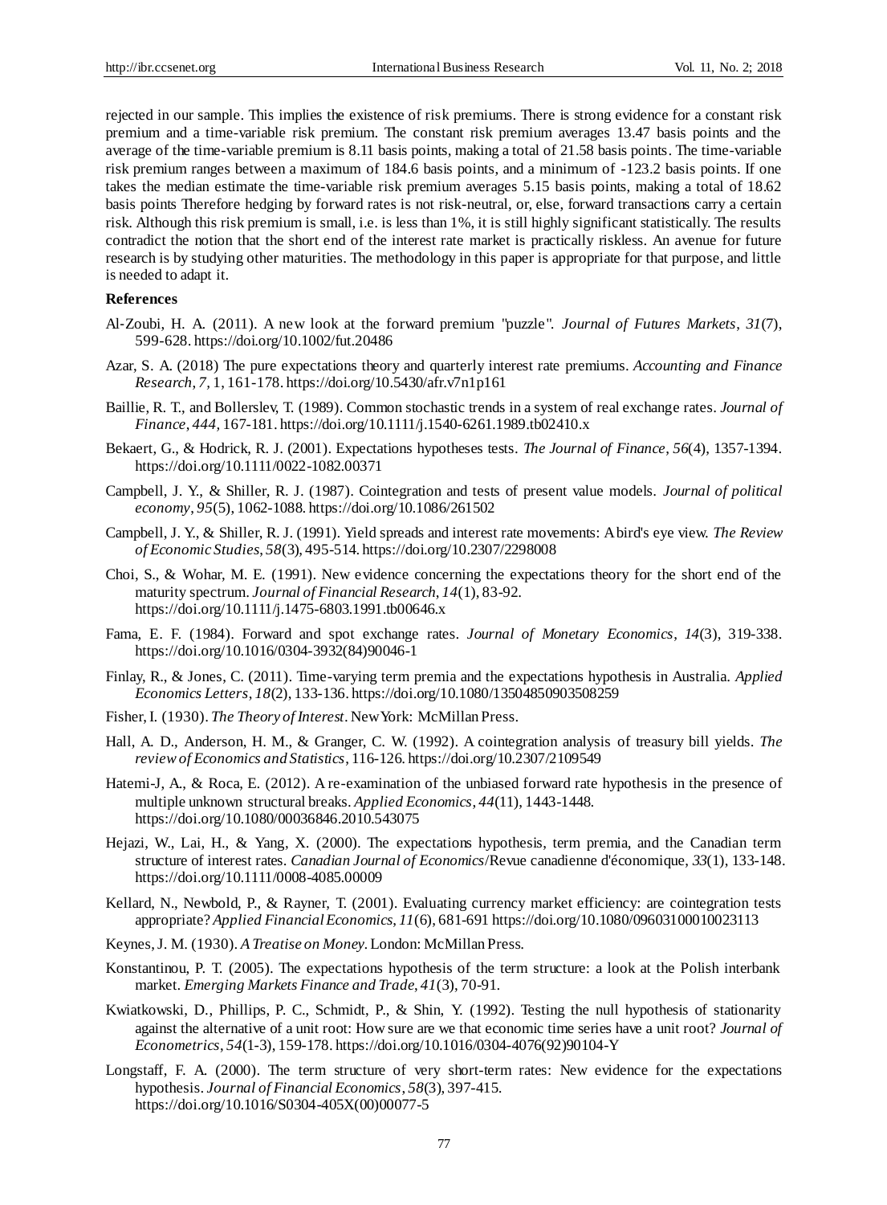rejected in our sample. This implies the existence of risk premiums. There is strong evidence for a constant risk premium and a time-variable risk premium. The constant risk premium averages 13.47 basis points and the average of the time-variable premium is 8.11 basis points, making a total of 21.58 basis points. The time-variable risk premium ranges between a maximum of 184.6 basis points, and a minimum of -123.2 basis points. If one takes the median estimate the time-variable risk premium averages 5.15 basis points, making a total of 18.62 basis points Therefore hedging by forward rates is not risk-neutral, or, else, forward transactions carry a certain risk. Although this risk premium is small, i.e. is less than 1%, it is still highly significant statistically. The results contradict the notion that the short end of the interest rate market is practically riskless. An avenue for future research is by studying other maturities. The methodology in this paper is appropriate for that purpose, and little is needed to adapt it.

## References

Al-Zoubi, H. A. (2011). A new look at the forward premium "puzzle". *Journal of Futures Markets*, *31*(7), 599-628. https://doi.org/10.1002/fut.20486

Azar, S. A. (2018) The pure expectations theory and quarterly interest rate premiums. *Accounting and Finance Research*, *7*, 1, 161-178. https://doi.org/10.5430/afr.v7n1p161

Baillie, R. T., and Bollerslev, T. (1989). Common stochastic trends in a system of real exchange rates. *Journal of Finance*, *444*, 167-181. https://doi.org/10.1111/j.1540-6261.1989.tb02410.x

Bekaert, G., & Hodrick, R. J. (2001). Expectations hypotheses tests. *The Journal of Finance*, *56*(4), 1357-1394. https://doi.org/10.1111/0022-1082.00371

Campbell, J. Y., & Shiller, R. J. (1987). Cointegration and tests of present value models. *Journal of political economy*, *95*(5), 1062-1088. https://doi.org/10.1086/261502

Campbell, J. Y., & Shiller, R. J. (1991). Yield spreads and interest rate movements: A bird's eye view. *The Review of Economic Studies*, *58*(3), 495-514. https://doi.org/10.2307/2298008

Choi, S., & Wohar, M. E. (1991). New evidence concerning the expectations theory for the short end of the maturity spectrum. *Journal of Financial Research*, *14*(1), 83-92. https://doi.org/10.1111/j.1475-6803.1991.tb00646.x

Fama, E. F. (1984). Forward and spot exchange rates. *Journal of Monetary Economics*, *14*(3), 319-338. https://doi.org/10.1016/0304-3932(84)90046-1

Finlay, R., & Jones, C. (2011). Time-varying term premia and the expectations hypothesis in Australia. *Applied Economics Letters*, *18*(2), 133-136. https://doi.org/10.1080/13504850903508259

Fisher, I. (1930). *The Theory of Interest*. New York: McMillan Press.

Hall, A. D., Anderson, H. M., & Granger, C. W. (1992). A cointegration analysis of treasury bill yields. *The review of Economics and Statistics*, 116-126. https://doi.org/10.2307/2109549

Hatemi-J, A., & Roca, E. (2012). A re-examination of the unbiased forward rate hypothesis in the presence of multiple unknown structural breaks. *Applied Economics*, *44*(11), 1443-1448. https://doi.org/10.1080/00036846.2010.543075

Hejazi, W., Lai, H., & Yang, X. (2000). The expectations hypothesis, term premia, and the Canadian term structure of interest rates. *Canadian Journal of Economics*/Revue canadienne d'économique, *33*(1), 133-148. https://doi.org/10.1111/0008-4085.00009

Kellard, N., Newbold, P., & Rayner, T. (2001). Evaluating currency market efficiency: are cointegration tests appropriate? *Applied Financial Economics*, *11*(6), 681-691 https://doi.org/10.1080/09603100010023113

Keynes, J. M. (1930). *A Treatise on Money*. London: McMillan Press.

Konstantinou, P. T. (2005). The expectations hypothesis of the term structure: a look at the Polish interbank market. *Emerging Markets Finance and Trade*, *41*(3), 70-91.

Kwiatkowski, D., Phillips, P. C., Schmidt, P., & Shin, Y. (1992). Testing the null hypothesis of stationarity against the alternative of a unit root: How sure are we that economic time series have a unit root? *Journal of Econometrics*, *54*(1-3), 159-178. https://doi.org/10.1016/0304-4076(92)90104-Y

Longstaff, F. A. (2000). The term structure of very short-term rates: New evidence for the expectations hypothesis. *Journal of Financial Economics*, *58*(3), 397-415. https://doi.org/10.1016/S0304-405X(00)00077-5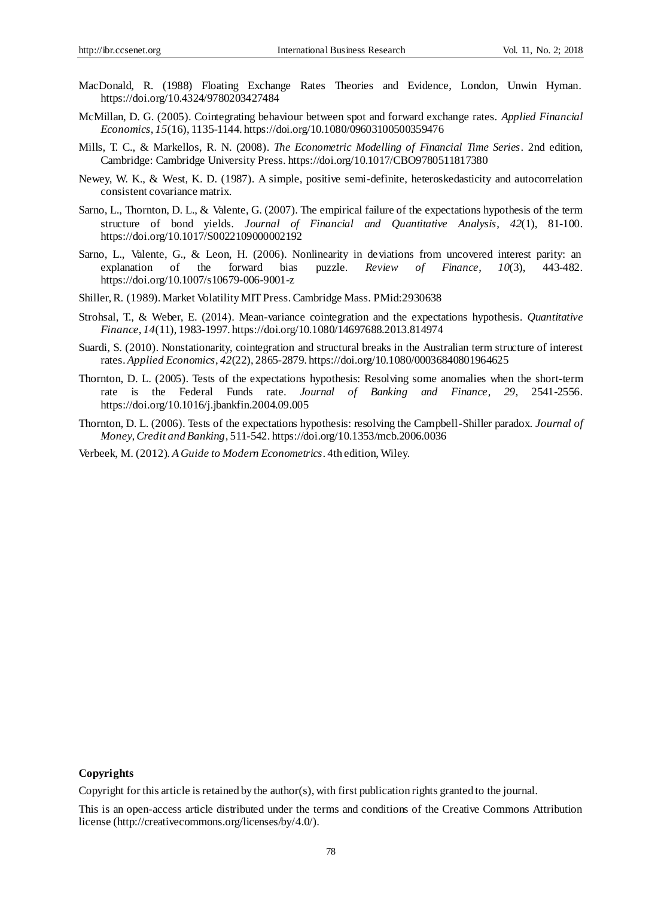MacDonald, R. (1988) Floating Exchange Rates Theories and Evidence, London, Unwin Hyman. https://doi.org/10.4324/9780203427484

McMillan, D. G. (2005). Cointegrating behaviour between spot and forward exchange rates. *Applied Financial Economics*, *15*(16), 1135-1144. https://doi.org/10.1080/09603100500359476

Mills, T. C., & Markellos, R. N. (2008). *The Econometric Modelling of Financial Time Series*. 2nd edition, Cambridge: Cambridge University Press. https://doi.org/10.1017/CBO9780511817380

Newey, W. K., & West, K. D. (1987). A simple, positive semi-definite, heteroskedasticity and autocorrelation consistent covariance matrix.

Sarno, L., Thornton, D. L., & Valente, G. (2007). The empirical failure of the expectations hypothesis of the term structure of bond yields. *Journal of Financial and Quantitative Analysis*, *42*(1), 81-100. https://doi.org/10.1017/S0022109000002192

Sarno, L., Valente, G., & Leon, H. (2006). Nonlinearity in deviations from uncovered interest parity: an explanation of the forward bias puzzle. *Review of Finance*, *10*(3), 443-482. https://doi.org/10.1007/s10679-006-9001-z

Shiller, R. (1989). Market Volatility MIT Press. Cambridge Mass. PMid:2930638

Strohsal, T., & Weber, E. (2014). Mean-variance cointegration and the expectations hypothesis. *Quantitative Finance*, *14*(11), 1983-1997. https://doi.org/10.1080/14697688.2013.814974

Suardi, S. (2010). Nonstationarity, cointegration and structural breaks in the Australian term structure of interest rates. *Applied Economics*, *42*(22), 2865-2879. https://doi.org/10.1080/00036840801964625

Thornton, D. L. (2005). Tests of the expectations hypothesis: Resolving some anomalies when the short-term rate is the Federal Funds rate. *Journal of Banking and Finance*, *29,* 2541-2556. https://doi.org/10.1016/j.jbankfin.2004.09.005

Thornton, D. L. (2006). Tests of the expectations hypothesis: resolving the Campbell-Shiller paradox. *Journal of Money, Credit and Banking*, 511-542. https://doi.org/10.1353/mcb.2006.0036

Verbeek, M. (2012). *A Guide to Modern Econometrics*. 4th edition, Wiley.

**Copyrights**

Copyright for this article is retained by the author(s), with first publication rights granted to the journal.

This is an open-access article distributed under the terms and conditions of the Creative Commons Attribution license (http://creativecommons.org/licenses/by/4.0/).